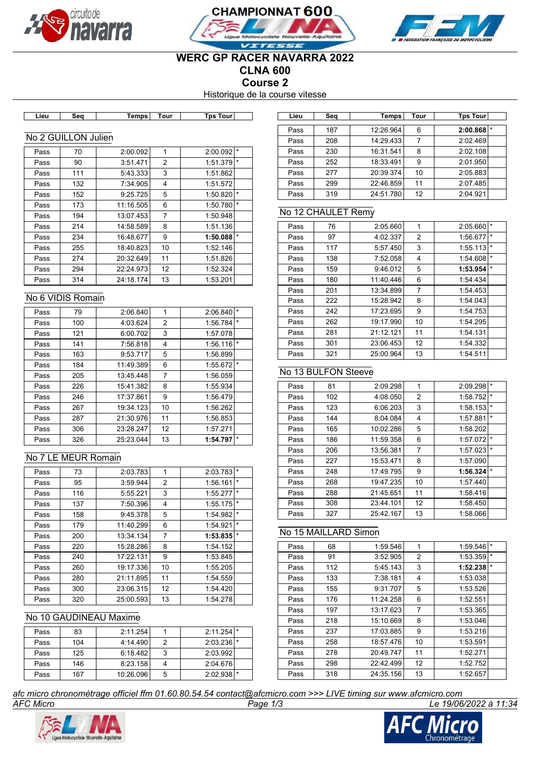# WERC GP RACER NAVARRA 2022
## CLNA 600
## Course 2
Historique de la course vitesse

### No 2 GUILLON Julien

| Lieu | Seq | Temps | Tour | Tps Tour | |
|---|---|---|---|---|---|
| Pass | 70 | 2:00.092 | 1 | 2:00.092 | * |
| Pass | 90 | 3:51.471 | 2 | 1:51.379 | * |
| Pass | 111 | 5:43.333 | 3 | 1:51.862 | |
| Pass | 132 | 7:34.905 | 4 | 1:51.572 | |
| Pass | 152 | 9:25.725 | 5 | 1:50.820 | * |
| Pass | 173 | 11:16.505 | 6 | 1:50.780 | * |
| Pass | 194 | 13:07.453 | 7 | 1:50.948 | |
| Pass | 214 | 14:58.589 | 8 | 1:51.136 | |
| Pass | 234 | 16:48.677 | 9 | **1:50.088** | * |
| Pass | 255 | 18:40.823 | 10 | 1:52.146 | |
| Pass | 274 | 20:32.649 | 11 | 1:51.826 | |
| Pass | 294 | 22:24.973 | 12 | 1:52.324 | |
| Pass | 314 | 24:18.174 | 13 | 1:53.201 | |

### No 6 VIDIS Romain

| Lieu | Seq | Temps | Tour | Tps Tour | |
|---|---|---|---|---|---|
| Pass | 79 | 2:06.840 | 1 | 2:06.840 | * |
| Pass | 100 | 4:03.624 | 2 | 1:56.784 | * |
| Pass | 121 | 6:00.702 | 3 | 1:57.078 | |
| Pass | 141 | 7:56.818 | 4 | 1:56.116 | * |
| Pass | 163 | 9:53.717 | 5 | 1:56.899 | |
| Pass | 184 | 11:49.389 | 6 | 1:55.672 | * |
| Pass | 205 | 13:45.448 | 7 | 1:56.059 | |
| Pass | 226 | 15:41.382 | 8 | 1:55.934 | |
| Pass | 246 | 17:37.861 | 9 | 1:56.479 | |
| Pass | 267 | 19:34.123 | 10 | 1:56.262 | |
| Pass | 287 | 21:30.976 | 11 | 1:56.853 | |
| Pass | 306 | 23:28.247 | 12 | 1:57.271 | |
| Pass | 326 | 25:23.044 | 13 | **1:54.797** | * |

### No 7 LE MEUR Romain

| Lieu | Seq | Temps | Tour | Tps Tour | |
|---|---|---|---|---|---|
| Pass | 73 | 2:03.783 | 1 | 2:03.783 | * |
| Pass | 95 | 3:59.944 | 2 | 1:56.161 | * |
| Pass | 116 | 5:55.221 | 3 | 1:55.277 | * |
| Pass | 137 | 7:50.396 | 4 | 1:55.175 | * |
| Pass | 158 | 9:45.378 | 5 | 1:54.982 | * |
| Pass | 179 | 11:40.299 | 6 | 1:54.921 | * |
| Pass | 200 | 13:34.134 | 7 | **1:53.835** | * |
| Pass | 220 | 15:28.286 | 8 | 1:54.152 | |
| Pass | 240 | 17:22.131 | 9 | 1:53.845 | |
| Pass | 260 | 19:17.336 | 10 | 1:55.205 | |
| Pass | 280 | 21:11.895 | 11 | 1:54.559 | |
| Pass | 300 | 23:06.315 | 12 | 1:54.420 | |
| Pass | 320 | 25:00.593 | 13 | 1:54.278 | |

### No 10 GAUDINEAU Maxime

| Lieu | Seq | Temps | Tour | Tps Tour | |
|---|---|---|---|---|---|
| Pass | 83 | 2:11.254 | 1 | 2:11.254 | * |
| Pass | 104 | 4:14.490 | 2 | 2:03.236 | * |
| Pass | 125 | 6:18.482 | 3 | 2:03.992 | |
| Pass | 146 | 8:23.158 | 4 | 2:04.676 | |
| Pass | 167 | 10:26.096 | 5 | 2:02.938 | * |
| Pass | 187 | 12:26.964 | 6 | **2:00.868** | * |
| Pass | 208 | 14:29.433 | 7 | 2:02.469 | |
| Pass | 230 | 16:31.541 | 8 | 2:02.108 | |
| Pass | 252 | 18:33.491 | 9 | 2:01.950 | |
| Pass | 277 | 20:39.374 | 10 | 2:05.883 | |
| Pass | 299 | 22:46.859 | 11 | 2:07.485 | |
| Pass | 319 | 24:51.780 | 12 | 2:04.921 | |

### No 12 CHAULET Remy

| Lieu | Seq | Temps | Tour | Tps Tour | |
|---|---|---|---|---|---|
| Pass | 76 | 2:05.660 | 1 | 2:05.660 | * |
| Pass | 97 | 4:02.337 | 2 | 1:56.677 | * |
| Pass | 117 | 5:57.450 | 3 | 1:55.113 | * |
| Pass | 138 | 7:52.058 | 4 | 1:54.608 | * |
| Pass | 159 | 9:46.012 | 5 | **1:53.954** | * |
| Pass | 180 | 11:40.446 | 6 | 1:54.434 | |
| Pass | 201 | 13:34.899 | 7 | 1:54.453 | |
| Pass | 222 | 15:28.942 | 8 | 1:54.043 | |
| Pass | 242 | 17:23.695 | 9 | 1:54.753 | |
| Pass | 262 | 19:17.990 | 10 | 1:54.295 | |
| Pass | 281 | 21:12.121 | 11 | 1:54.131 | |
| Pass | 301 | 23:06.453 | 12 | 1:54.332 | |
| Pass | 321 | 25:00.964 | 13 | 1:54.511 | |

### No 13 BULFON Steeve

| Lieu | Seq | Temps | Tour | Tps Tour | |
|---|---|---|---|---|---|
| Pass | 81 | 2:09.298 | 1 | 2:09.298 | * |
| Pass | 102 | 4:08.050 | 2 | 1:58.752 | * |
| Pass | 123 | 6:06.203 | 3 | 1:58.153 | * |
| Pass | 144 | 8:04.084 | 4 | 1:57.881 | * |
| Pass | 165 | 10:02.286 | 5 | 1:58.202 | |
| Pass | 186 | 11:59.358 | 6 | 1:57.072 | * |
| Pass | 206 | 13:56.381 | 7 | 1:57.023 | * |
| Pass | 227 | 15:53.471 | 8 | 1:57.090 | |
| Pass | 248 | 17:49.795 | 9 | **1:56.324** | * |
| Pass | 268 | 19:47.235 | 10 | 1:57.440 | |
| Pass | 288 | 21:45.651 | 11 | 1:58.416 | |
| Pass | 308 | 23:44.101 | 12 | 1:58.450 | |
| Pass | 327 | 25:42.167 | 13 | 1:58.066 | |

### No 15 MAILLARD Simon

| Lieu | Seq | Temps | Tour | Tps Tour | |
|---|---|---|---|---|---|
| Pass | 68 | 1:59.546 | 1 | 1:59.546 | * |
| Pass | 91 | 3:52.905 | 2 | 1:53.359 | * |
| Pass | 112 | 5:45.143 | 3 | **1:52.238** | * |
| Pass | 133 | 7:38.181 | 4 | 1:53.038 | |
| Pass | 155 | 9:31.707 | 5 | 1:53.526 | |
| Pass | 176 | 11:24.258 | 6 | 1:52.551 | |
| Pass | 197 | 13:17.623 | 7 | 1:53.365 | |
| Pass | 218 | 15:10.669 | 8 | 1:53.046 | |
| Pass | 237 | 17:03.885 | 9 | 1:53.216 | |
| Pass | 258 | 18:57.476 | 10 | 1:53.591 | |
| Pass | 278 | 20:49.747 | 11 | 1:52.271 | |
| Pass | 298 | 22:42.499 | 12 | 1:52.752 | |
| Pass | 318 | 24:35.156 | 13 | 1:52.657 | |

*afc micro chronométrage officiel ffm 01.60.80.54.54 contact@afcmicro.com >>> LIVE timing sur www.afcmicro.com*

*AFC Micro* — *Le 19/06/2022 à 11:34*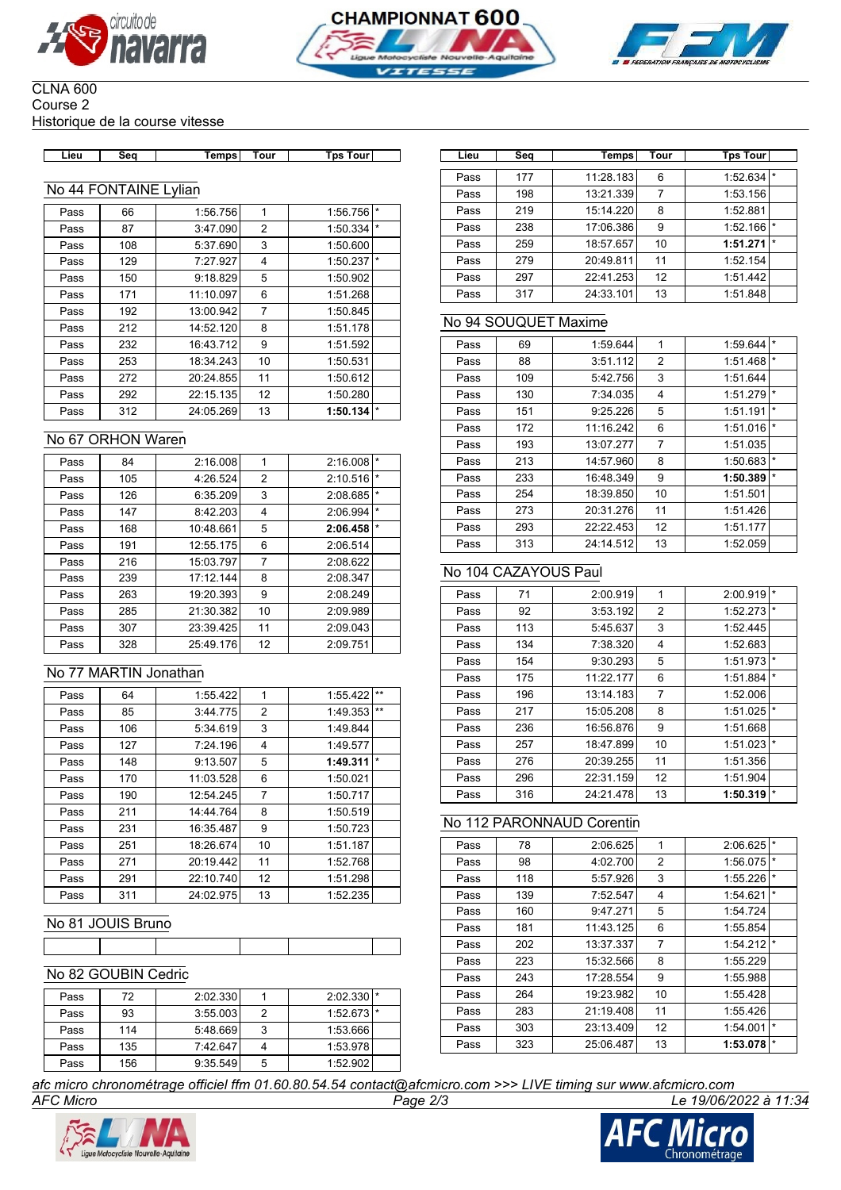CLNA 600
Course 2
Historique de la course vitesse

| Lieu | Seq | Temps | Tour | Tps Tour | |
|---|---|---|---|---|---|

## No 44 FONTAINE Lylian

| Lieu | Seq | Temps | Tour | Tps Tour | |
|---|---|---|---|---|---|
| Pass | 66 | 1:56.756 | 1 | 1:56.756 | * |
| Pass | 87 | 3:47.090 | 2 | 1:50.334 | * |
| Pass | 108 | 5:37.690 | 3 | 1:50.600 | |
| Pass | 129 | 7:27.927 | 4 | 1:50.237 | * |
| Pass | 150 | 9:18.829 | 5 | 1:50.902 | |
| Pass | 171 | 11:10.097 | 6 | 1:51.268 | |
| Pass | 192 | 13:00.942 | 7 | 1:50.845 | |
| Pass | 212 | 14:52.120 | 8 | 1:51.178 | |
| Pass | 232 | 16:43.712 | 9 | 1:51.592 | |
| Pass | 253 | 18:34.243 | 10 | 1:50.531 | |
| Pass | 272 | 20:24.855 | 11 | 1:50.612 | |
| Pass | 292 | 22:15.135 | 12 | 1:50.280 | |
| Pass | 312 | 24:05.269 | 13 | **1:50.134** | * |

## No 67 ORHON Waren

| Lieu | Seq | Temps | Tour | Tps Tour | |
|---|---|---|---|---|---|
| Pass | 84 | 2:16.008 | 1 | 2:16.008 | * |
| Pass | 105 | 4:26.524 | 2 | 2:10.516 | * |
| Pass | 126 | 6:35.209 | 3 | 2:08.685 | * |
| Pass | 147 | 8:42.203 | 4 | 2:06.994 | * |
| Pass | 168 | 10:48.661 | 5 | **2:06.458** | * |
| Pass | 191 | 12:55.175 | 6 | 2:06.514 | |
| Pass | 216 | 15:03.797 | 7 | 2:08.622 | |
| Pass | 239 | 17:12.144 | 8 | 2:08.347 | |
| Pass | 263 | 19:20.393 | 9 | 2:08.249 | |
| Pass | 285 | 21:30.382 | 10 | 2:09.989 | |
| Pass | 307 | 23:39.425 | 11 | 2:09.043 | |
| Pass | 328 | 25:49.176 | 12 | 2:09.751 | |

## No 77 MARTIN Jonathan

| Lieu | Seq | Temps | Tour | Tps Tour | |
|---|---|---|---|---|---|
| Pass | 64 | 1:55.422 | 1 | 1:55.422 | ** |
| Pass | 85 | 3:44.775 | 2 | 1:49.353 | ** |
| Pass | 106 | 5:34.619 | 3 | 1:49.844 | |
| Pass | 127 | 7:24.196 | 4 | 1:49.577 | |
| Pass | 148 | 9:13.507 | 5 | **1:49.311** | * |
| Pass | 170 | 11:03.528 | 6 | 1:50.021 | |
| Pass | 190 | 12:54.245 | 7 | 1:50.717 | |
| Pass | 211 | 14:44.764 | 8 | 1:50.519 | |
| Pass | 231 | 16:35.487 | 9 | 1:50.723 | |
| Pass | 251 | 18:26.674 | 10 | 1:51.187 | |
| Pass | 271 | 20:19.442 | 11 | 1:52.768 | |
| Pass | 291 | 22:10.740 | 12 | 1:51.298 | |
| Pass | 311 | 24:02.975 | 13 | 1:52.235 | |

## No 81 JOUIS Bruno

| Lieu | Seq | Temps | Tour | Tps Tour | |
|---|---|---|---|---|---|
| | | | | | |

## No 82 GOUBIN Cedric

| Lieu | Seq | Temps | Tour | Tps Tour | |
|---|---|---|---|---|---|
| Pass | 72 | 2:02.330 | 1 | 2:02.330 | * |
| Pass | 93 | 3:55.003 | 2 | 1:52.673 | * |
| Pass | 114 | 5:48.669 | 3 | 1:53.666 | |
| Pass | 135 | 7:42.647 | 4 | 1:53.978 | |
| Pass | 156 | 9:35.549 | 5 | 1:52.902 | |
| Pass | 177 | 11:28.183 | 6 | 1:52.634 | * |
| Pass | 198 | 13:21.339 | 7 | 1:53.156 | |
| Pass | 219 | 15:14.220 | 8 | 1:52.881 | |
| Pass | 238 | 17:06.386 | 9 | 1:52.166 | * |
| Pass | 259 | 18:57.657 | 10 | **1:51.271** | * |
| Pass | 279 | 20:49.811 | 11 | 1:52.154 | |
| Pass | 297 | 22:41.253 | 12 | 1:51.442 | |
| Pass | 317 | 24:33.101 | 13 | 1:51.848 | |

## No 94 SOUQUET Maxime

| Lieu | Seq | Temps | Tour | Tps Tour | |
|---|---|---|---|---|---|
| Pass | 69 | 1:59.644 | 1 | 1:59.644 | * |
| Pass | 88 | 3:51.112 | 2 | 1:51.468 | * |
| Pass | 109 | 5:42.756 | 3 | 1:51.644 | |
| Pass | 130 | 7:34.035 | 4 | 1:51.279 | * |
| Pass | 151 | 9:25.226 | 5 | 1:51.191 | * |
| Pass | 172 | 11:16.242 | 6 | 1:51.016 | * |
| Pass | 193 | 13:07.277 | 7 | 1:51.035 | |
| Pass | 213 | 14:57.960 | 8 | 1:50.683 | * |
| Pass | 233 | 16:48.349 | 9 | **1:50.389** | * |
| Pass | 254 | 18:39.850 | 10 | 1:51.501 | |
| Pass | 273 | 20:31.276 | 11 | 1:51.426 | |
| Pass | 293 | 22:22.453 | 12 | 1:51.177 | |
| Pass | 313 | 24:14.512 | 13 | 1:52.059 | |

## No 104 CAZAYOUS Paul

| Lieu | Seq | Temps | Tour | Tps Tour | |
|---|---|---|---|---|---|
| Pass | 71 | 2:00.919 | 1 | 2:00.919 | * |
| Pass | 92 | 3:53.192 | 2 | 1:52.273 | * |
| Pass | 113 | 5:45.637 | 3 | 1:52.445 | |
| Pass | 134 | 7:38.320 | 4 | 1:52.683 | |
| Pass | 154 | 9:30.293 | 5 | 1:51.973 | * |
| Pass | 175 | 11:22.177 | 6 | 1:51.884 | * |
| Pass | 196 | 13:14.183 | 7 | 1:52.006 | |
| Pass | 217 | 15:05.208 | 8 | 1:51.025 | * |
| Pass | 236 | 16:56.876 | 9 | 1:51.668 | |
| Pass | 257 | 18:47.899 | 10 | 1:51.023 | * |
| Pass | 276 | 20:39.255 | 11 | 1:51.356 | |
| Pass | 296 | 22:31.159 | 12 | 1:51.904 | |
| Pass | 316 | 24:21.478 | 13 | **1:50.319** | * |

## No 112 PARONNAUD Corentin

| Lieu | Seq | Temps | Tour | Tps Tour | |
|---|---|---|---|---|---|
| Pass | 78 | 2:06.625 | 1 | 2:06.625 | * |
| Pass | 98 | 4:02.700 | 2 | 1:56.075 | * |
| Pass | 118 | 5:57.926 | 3 | 1:55.226 | * |
| Pass | 139 | 7:52.547 | 4 | 1:54.621 | * |
| Pass | 160 | 9:47.271 | 5 | 1:54.724 | |
| Pass | 181 | 11:43.125 | 6 | 1:55.854 | |
| Pass | 202 | 13:37.337 | 7 | 1:54.212 | * |
| Pass | 223 | 15:32.566 | 8 | 1:55.229 | |
| Pass | 243 | 17:28.554 | 9 | 1:55.988 | |
| Pass | 264 | 19:23.982 | 10 | 1:55.428 | |
| Pass | 283 | 21:19.408 | 11 | 1:55.426 | |
| Pass | 303 | 23:13.409 | 12 | 1:54.001 | * |
| Pass | 323 | 25:06.487 | 13 | **1:53.078** | * |

*afc micro chronométrage officiel ffm 01.60.80.54.54 contact@afcmicro.com >>> LIVE timing sur www.afcmicro.com*

*AFC Micro* — *Le 19/06/2022 à 11:34*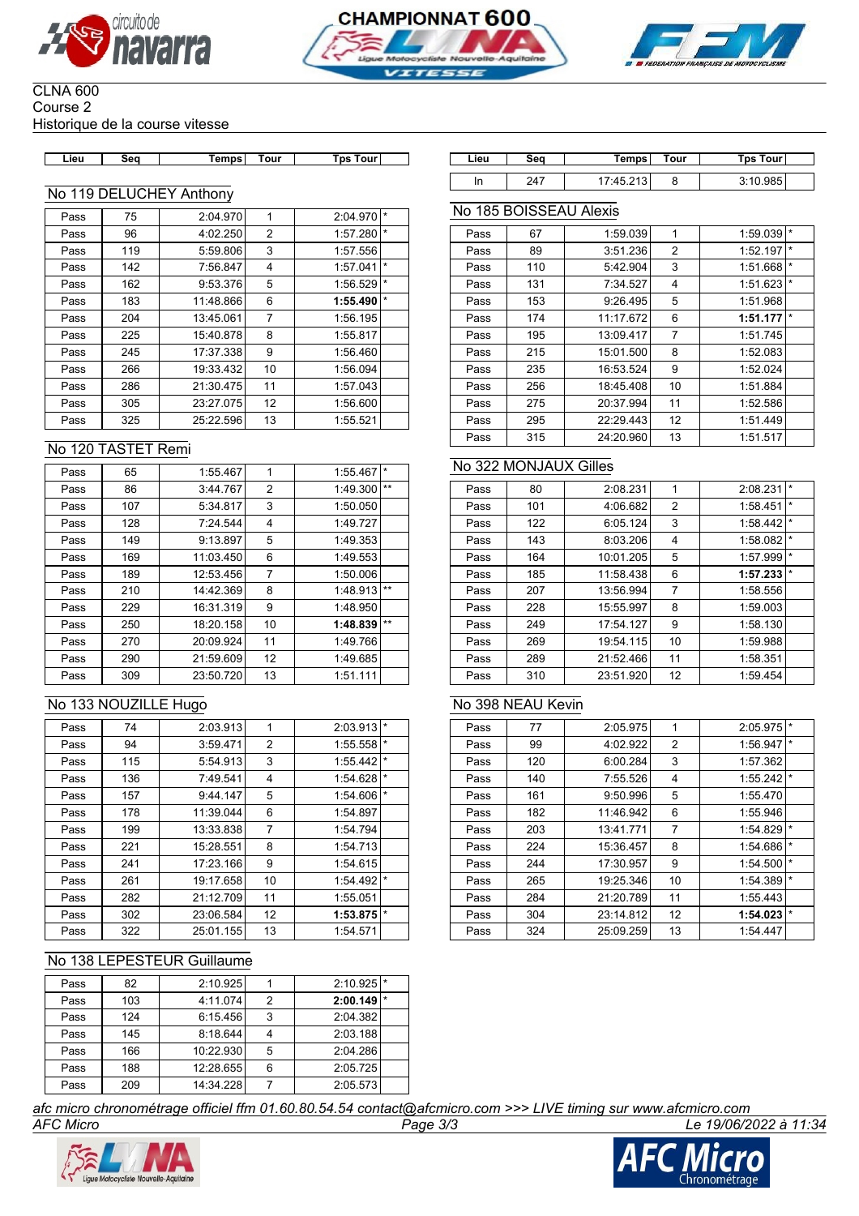CLNA 600
Course 2
Historique de la course vitesse

| Lieu | Seq | Temps | Tour | Tps Tour | |
|---|---|---|---|---|---|

## No 119 DELUCHEY Anthony

| Lieu | Seq | Temps | Tour | Tps Tour | |
|---|---|---|---|---|---|
| Pass | 75 | 2:04.970 | 1 | 2:04.970 | * |
| Pass | 96 | 4:02.250 | 2 | 1:57.280 | * |
| Pass | 119 | 5:59.806 | 3 | 1:57.556 | |
| Pass | 142 | 7:56.847 | 4 | 1:57.041 | * |
| Pass | 162 | 9:53.376 | 5 | 1:56.529 | * |
| Pass | 183 | 11:48.866 | 6 | **1:55.490** | * |
| Pass | 204 | 13:45.061 | 7 | 1:56.195 | |
| Pass | 225 | 15:40.878 | 8 | 1:55.817 | |
| Pass | 245 | 17:37.338 | 9 | 1:56.460 | |
| Pass | 266 | 19:33.432 | 10 | 1:56.094 | |
| Pass | 286 | 21:30.475 | 11 | 1:57.043 | |
| Pass | 305 | 23:27.075 | 12 | 1:56.600 | |
| Pass | 325 | 25:22.596 | 13 | 1:55.521 | |

## No 120 TASTET Remi

| Lieu | Seq | Temps | Tour | Tps Tour | |
|---|---|---|---|---|---|
| Pass | 65 | 1:55.467 | 1 | 1:55.467 | * |
| Pass | 86 | 3:44.767 | 2 | 1:49.300 | ** |
| Pass | 107 | 5:34.817 | 3 | 1:50.050 | |
| Pass | 128 | 7:24.544 | 4 | 1:49.727 | |
| Pass | 149 | 9:13.897 | 5 | 1:49.353 | |
| Pass | 169 | 11:03.450 | 6 | 1:49.553 | |
| Pass | 189 | 12:53.456 | 7 | 1:50.006 | |
| Pass | 210 | 14:42.369 | 8 | 1:48.913 | ** |
| Pass | 229 | 16:31.319 | 9 | 1:48.950 | |
| Pass | 250 | 18:20.158 | 10 | **1:48.839** | ** |
| Pass | 270 | 20:09.924 | 11 | 1:49.766 | |
| Pass | 290 | 21:59.609 | 12 | 1:49.685 | |
| Pass | 309 | 23:50.720 | 13 | 1:51.111 | |

## No 133 NOUZILLE Hugo

| Lieu | Seq | Temps | Tour | Tps Tour | |
|---|---|---|---|---|---|
| Pass | 74 | 2:03.913 | 1 | 2:03.913 | * |
| Pass | 94 | 3:59.471 | 2 | 1:55.558 | * |
| Pass | 115 | 5:54.913 | 3 | 1:55.442 | * |
| Pass | 136 | 7:49.541 | 4 | 1:54.628 | * |
| Pass | 157 | 9:44.147 | 5 | 1:54.606 | * |
| Pass | 178 | 11:39.044 | 6 | 1:54.897 | |
| Pass | 199 | 13:33.838 | 7 | 1:54.794 | |
| Pass | 221 | 15:28.551 | 8 | 1:54.713 | |
| Pass | 241 | 17:23.166 | 9 | 1:54.615 | |
| Pass | 261 | 19:17.658 | 10 | 1:54.492 | * |
| Pass | 282 | 21:12.709 | 11 | 1:55.051 | |
| Pass | 302 | 23:06.584 | 12 | **1:53.875** | * |
| Pass | 322 | 25:01.155 | 13 | 1:54.571 | |

## No 138 LEPESTEUR Guillaume

| Lieu | Seq | Temps | Tour | Tps Tour | |
|---|---|---|---|---|---|
| Pass | 82 | 2:10.925 | 1 | 2:10.925 | * |
| Pass | 103 | 4:11.074 | 2 | **2:00.149** | * |
| Pass | 124 | 6:15.456 | 3 | 2:04.382 | |
| Pass | 145 | 8:18.644 | 4 | 2:03.188 | |
| Pass | 166 | 10:22.930 | 5 | 2:04.286 | |
| Pass | 188 | 12:28.655 | 6 | 2:05.725 | |
| Pass | 209 | 14:34.228 | 7 | 2:05.573 | |
| In | 247 | 17:45.213 | 8 | 3:10.985 | |

## No 185 BOISSEAU Alexis

| Lieu | Seq | Temps | Tour | Tps Tour | |
|---|---|---|---|---|---|
| Pass | 67 | 1:59.039 | 1 | 1:59.039 | * |
| Pass | 89 | 3:51.236 | 2 | 1:52.197 | * |
| Pass | 110 | 5:42.904 | 3 | 1:51.668 | * |
| Pass | 131 | 7:34.527 | 4 | 1:51.623 | * |
| Pass | 153 | 9:26.495 | 5 | 1:51.968 | |
| Pass | 174 | 11:17.672 | 6 | **1:51.177** | * |
| Pass | 195 | 13:09.417 | 7 | 1:51.745 | |
| Pass | 215 | 15:01.500 | 8 | 1:52.083 | |
| Pass | 235 | 16:53.524 | 9 | 1:52.024 | |
| Pass | 256 | 18:45.408 | 10 | 1:51.884 | |
| Pass | 275 | 20:37.994 | 11 | 1:52.586 | |
| Pass | 295 | 22:29.443 | 12 | 1:51.449 | |
| Pass | 315 | 24:20.960 | 13 | 1:51.517 | |

## No 322 MONJAUX Gilles

| Lieu | Seq | Temps | Tour | Tps Tour | |
|---|---|---|---|---|---|
| Pass | 80 | 2:08.231 | 1 | 2:08.231 | * |
| Pass | 101 | 4:06.682 | 2 | 1:58.451 | * |
| Pass | 122 | 6:05.124 | 3 | 1:58.442 | * |
| Pass | 143 | 8:03.206 | 4 | 1:58.082 | * |
| Pass | 164 | 10:01.205 | 5 | 1:57.999 | * |
| Pass | 185 | 11:58.438 | 6 | **1:57.233** | * |
| Pass | 207 | 13:56.994 | 7 | 1:58.556 | |
| Pass | 228 | 15:55.997 | 8 | 1:59.003 | |
| Pass | 249 | 17:54.127 | 9 | 1:58.130 | |
| Pass | 269 | 19:54.115 | 10 | 1:59.988 | |
| Pass | 289 | 21:52.466 | 11 | 1:58.351 | |
| Pass | 310 | 23:51.920 | 12 | 1:59.454 | |

## No 398 NEAU Kevin

| Lieu | Seq | Temps | Tour | Tps Tour | |
|---|---|---|---|---|---|
| Pass | 77 | 2:05.975 | 1 | 2:05.975 | * |
| Pass | 99 | 4:02.922 | 2 | 1:56.947 | * |
| Pass | 120 | 6:00.284 | 3 | 1:57.362 | |
| Pass | 140 | 7:55.526 | 4 | 1:55.242 | * |
| Pass | 161 | 9:50.996 | 5 | 1:55.470 | |
| Pass | 182 | 11:46.942 | 6 | 1:55.946 | |
| Pass | 203 | 13:41.771 | 7 | 1:54.829 | * |
| Pass | 224 | 15:36.457 | 8 | 1:54.686 | * |
| Pass | 244 | 17:30.957 | 9 | 1:54.500 | * |
| Pass | 265 | 19:25.346 | 10 | 1:54.389 | * |
| Pass | 284 | 21:20.789 | 11 | 1:55.443 | |
| Pass | 304 | 23:14.812 | 12 | **1:54.023** | * |
| Pass | 324 | 25:09.259 | 13 | 1:54.447 | |

*afc micro chronométrage officiel ffm 01.60.80.54.54 contact@afcmicro.com >>> LIVE timing sur www.afcmicro.com*

*AFC Micro* — *Le 19/06/2022 à 11:34*